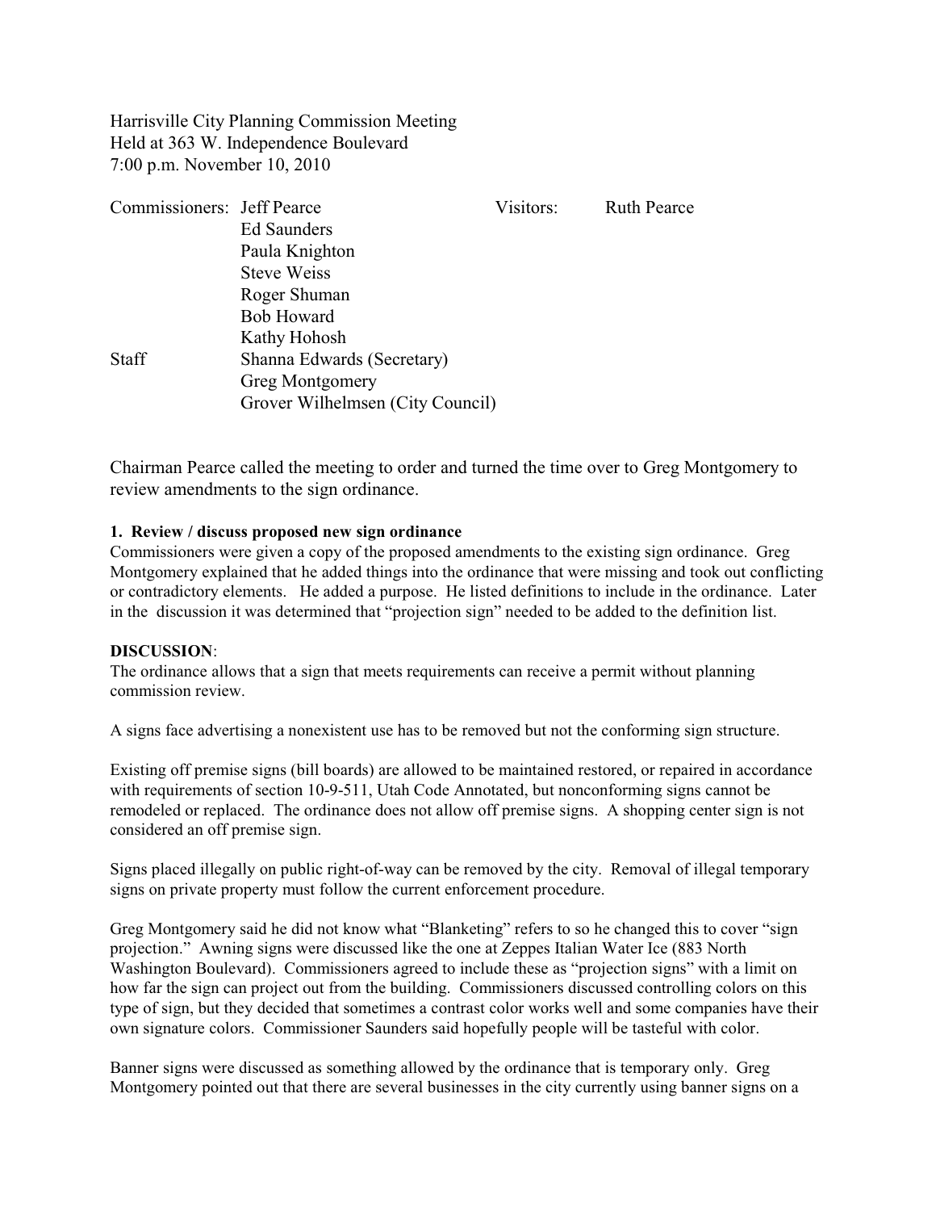Harrisville City Planning Commission Meeting
Held at 363 W. Independence Boulevard
7:00 p.m. November 10, 2010

| | | | |
|---|---|---|---|
| Commissioners: | Jeff Pearce | Visitors: | Ruth Pearce |
| | Ed Saunders | | |
| | Paula Knighton | | |
| | Steve Weiss | | |
| | Roger Shuman | | |
| | Bob Howard | | |
| | Kathy Hohosh | | |
| Staff | Shanna Edwards (Secretary) | | |
| | Greg Montgomery | | |
| | Grover Wilhelmsen (City Council) | | |

Chairman Pearce called the meeting to order and turned the time over to Greg Montgomery to review amendments to the sign ordinance.

**1. Review / discuss proposed new sign ordinance**

Commissioners were given a copy of the proposed amendments to the existing sign ordinance. Greg Montgomery explained that he added things into the ordinance that were missing and took out conflicting or contradictory elements. He added a purpose. He listed definitions to include in the ordinance. Later in the discussion it was determined that "projection sign" needed to be added to the definition list.

**DISCUSSION**:

The ordinance allows that a sign that meets requirements can receive a permit without planning commission review.

A signs face advertising a nonexistent use has to be removed but not the conforming sign structure.

Existing off premise signs (bill boards) are allowed to be maintained restored, or repaired in accordance with requirements of section 10-9-511, Utah Code Annotated, but nonconforming signs cannot be remodeled or replaced. The ordinance does not allow off premise signs. A shopping center sign is not considered an off premise sign.

Signs placed illegally on public right-of-way can be removed by the city. Removal of illegal temporary signs on private property must follow the current enforcement procedure.

Greg Montgomery said he did not know what "Blanketing" refers to so he changed this to cover "sign projection." Awning signs were discussed like the one at Zeppes Italian Water Ice (883 North Washington Boulevard). Commissioners agreed to include these as "projection signs" with a limit on how far the sign can project out from the building. Commissioners discussed controlling colors on this type of sign, but they decided that sometimes a contrast color works well and some companies have their own signature colors. Commissioner Saunders said hopefully people will be tasteful with color.

Banner signs were discussed as something allowed by the ordinance that is temporary only. Greg Montgomery pointed out that there are several businesses in the city currently using banner signs on a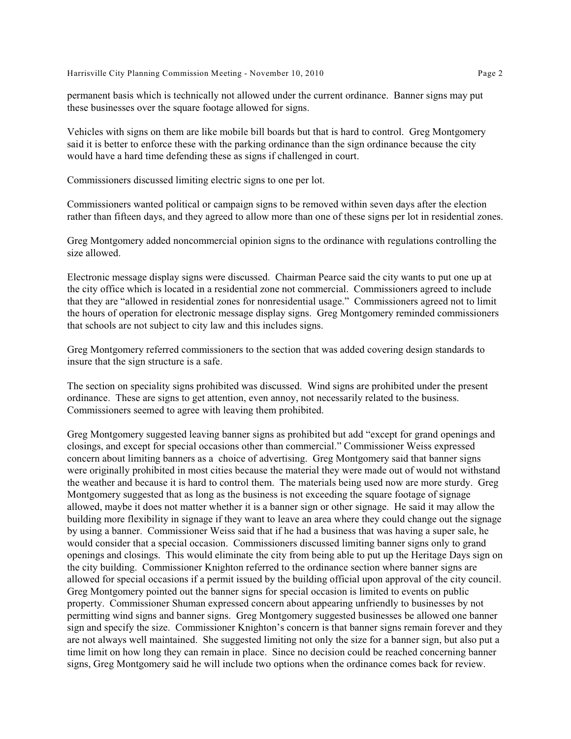permanent basis which is technically not allowed under the current ordinance. Banner signs may put these businesses over the square footage allowed for signs.

Vehicles with signs on them are like mobile bill boards but that is hard to control. Greg Montgomery said it is better to enforce these with the parking ordinance than the sign ordinance because the city would have a hard time defending these as signs if challenged in court.

Commissioners discussed limiting electric signs to one per lot.

Commissioners wanted political or campaign signs to be removed within seven days after the election rather than fifteen days, and they agreed to allow more than one of these signs per lot in residential zones.

Greg Montgomery added noncommercial opinion signs to the ordinance with regulations controlling the size allowed.

Electronic message display signs were discussed. Chairman Pearce said the city wants to put one up at the city office which is located in a residential zone not commercial. Commissioners agreed to include that they are "allowed in residential zones for nonresidential usage." Commissioners agreed not to limit the hours of operation for electronic message display signs. Greg Montgomery reminded commissioners that schools are not subject to city law and this includes signs.

Greg Montgomery referred commissioners to the section that was added covering design standards to insure that the sign structure is a safe.

The section on speciality signs prohibited was discussed. Wind signs are prohibited under the present ordinance. These are signs to get attention, even annoy, not necessarily related to the business. Commissioners seemed to agree with leaving them prohibited.

Greg Montgomery suggested leaving banner signs as prohibited but add "except for grand openings and closings, and except for special occasions other than commercial." Commissioner Weiss expressed concern about limiting banners as a choice of advertising. Greg Montgomery said that banner signs were originally prohibited in most cities because the material they were made out of would not withstand the weather and because it is hard to control them. The materials being used now are more sturdy. Greg Montgomery suggested that as long as the business is not exceeding the square footage of signage allowed, maybe it does not matter whether it is a banner sign or other signage. He said it may allow the building more flexibility in signage if they want to leave an area where they could change out the signage by using a banner. Commissioner Weiss said that if he had a business that was having a super sale, he would consider that a special occasion. Commissioners discussed limiting banner signs only to grand openings and closings. This would eliminate the city from being able to put up the Heritage Days sign on the city building. Commissioner Knighton referred to the ordinance section where banner signs are allowed for special occasions if a permit issued by the building official upon approval of the city council. Greg Montgomery pointed out the banner signs for special occasion is limited to events on public property. Commissioner Shuman expressed concern about appearing unfriendly to businesses by not permitting wind signs and banner signs. Greg Montgomery suggested businesses be allowed one banner sign and specify the size. Commissioner Knighton's concern is that banner signs remain forever and they are not always well maintained. She suggested limiting not only the size for a banner sign, but also put a time limit on how long they can remain in place. Since no decision could be reached concerning banner signs, Greg Montgomery said he will include two options when the ordinance comes back for review.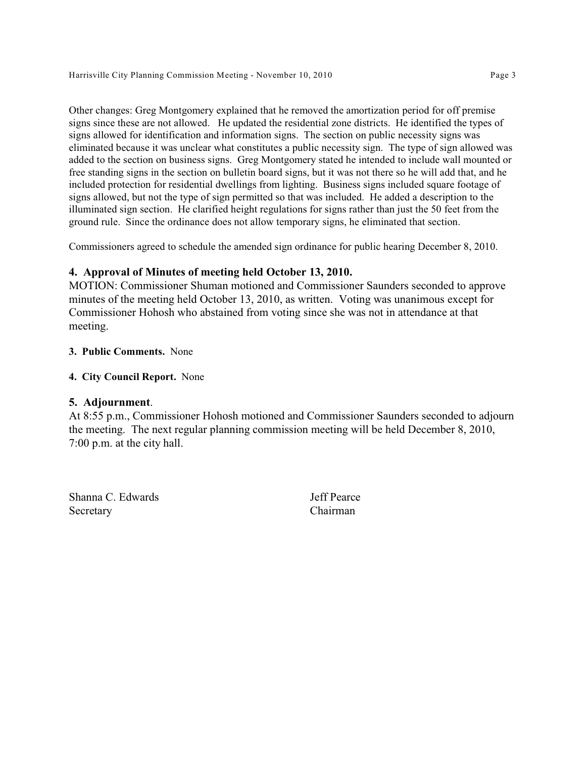Other changes: Greg Montgomery explained that he removed the amortization period for off premise signs since these are not allowed. He updated the residential zone districts. He identified the types of signs allowed for identification and information signs. The section on public necessity signs was eliminated because it was unclear what constitutes a public necessity sign. The type of sign allowed was added to the section on business signs. Greg Montgomery stated he intended to include wall mounted or free standing signs in the section on bulletin board signs, but it was not there so he will add that, and he included protection for residential dwellings from lighting. Business signs included square footage of signs allowed, but not the type of sign permitted so that was included. He added a description to the illuminated sign section. He clarified height regulations for signs rather than just the 50 feet from the ground rule. Since the ordinance does not allow temporary signs, he eliminated that section.

Commissioners agreed to schedule the amended sign ordinance for public hearing December 8, 2010.

### 4. Approval of Minutes of meeting held October 13, 2010.

MOTION: Commissioner Shuman motioned and Commissioner Saunders seconded to approve minutes of the meeting held October 13, 2010, as written. Voting was unanimous except for Commissioner Hohosh who abstained from voting since she was not in attendance at that meeting.

**3. Public Comments.** None

**4. City Council Report.** None

### 5. Adjournment.

At 8:55 p.m., Commissioner Hohosh motioned and Commissioner Saunders seconded to adjourn the meeting. The next regular planning commission meeting will be held December 8, 2010, 7:00 p.m. at the city hall.

Shanna C. Edwards
Secretary

Jeff Pearce
Chairman